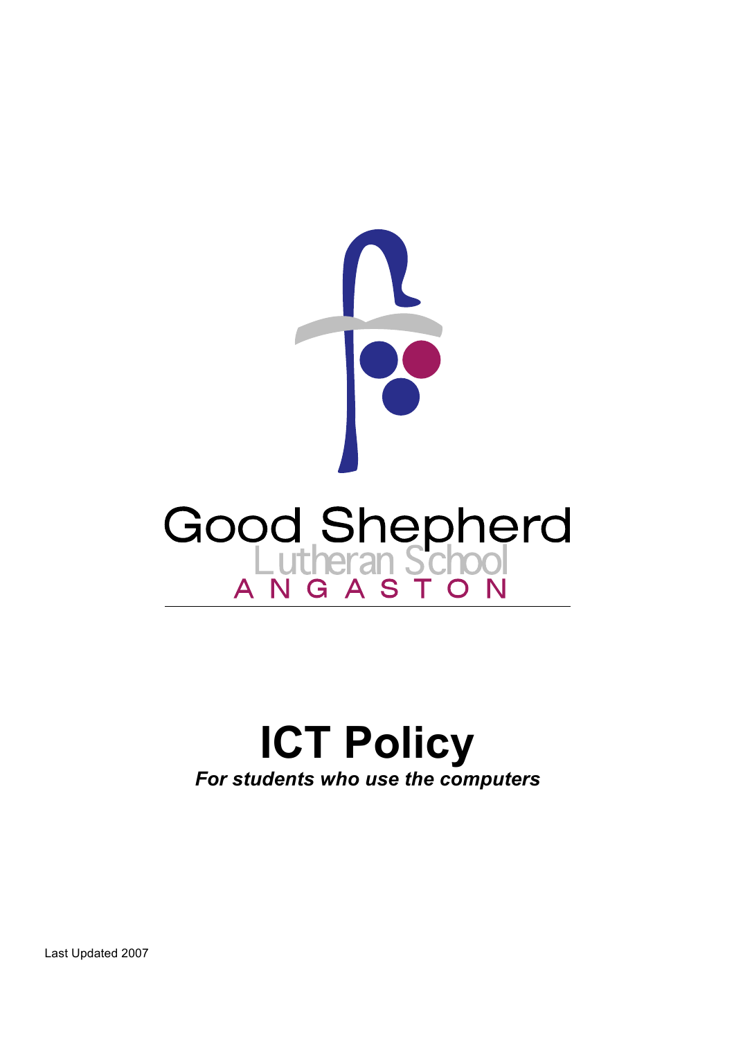Good Shepherd

Lutheran School

ANGASTON

# ICT Policy

***For students who use the computers***

Last Updated 2007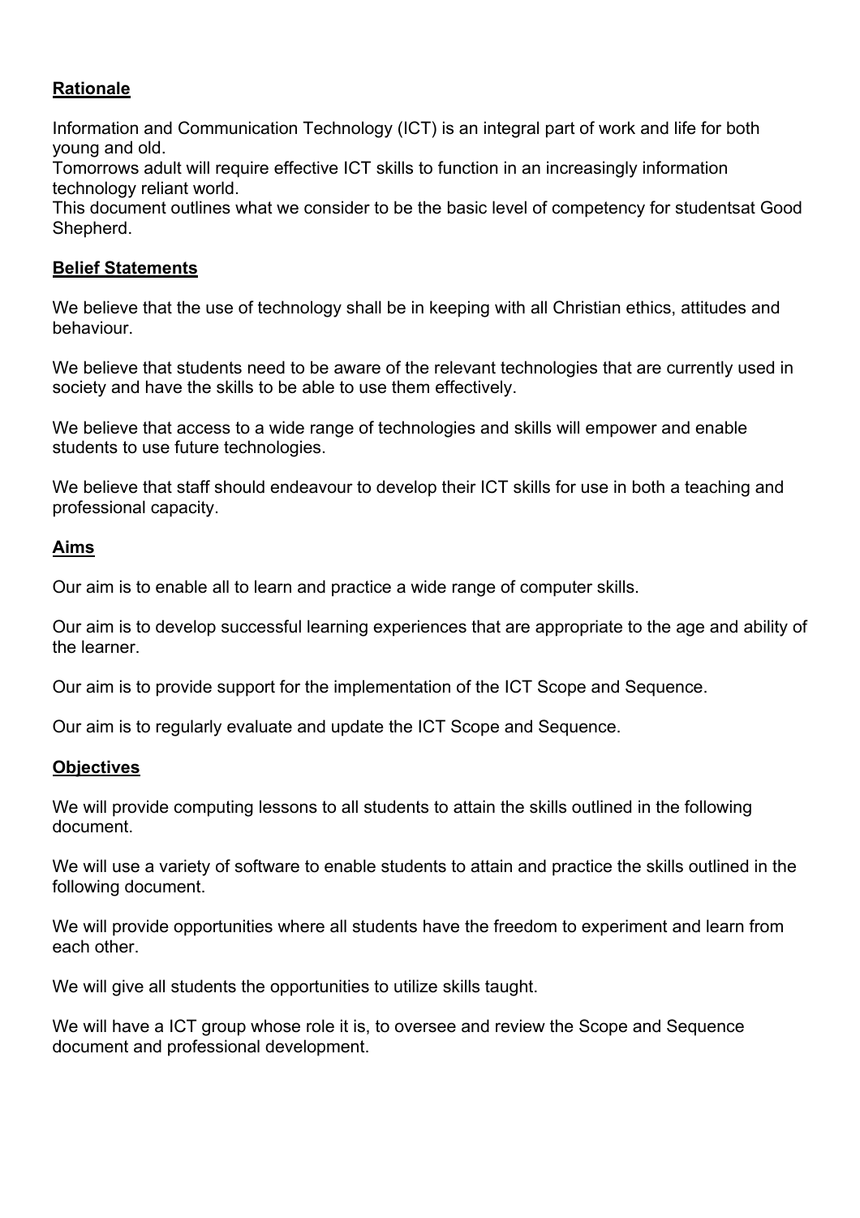## Rationale

Information and Communication Technology (ICT) is an integral part of work and life for both young and old.
Tomorrows adult will require effective ICT skills to function in an increasingly information technology reliant world.
This document outlines what we consider to be the basic level of competency for studentsat Good Shepherd.

## Belief Statements

We believe that the use of technology shall be in keeping with all Christian ethics, attitudes and behaviour.

We believe that students need to be aware of the relevant technologies that are currently used in society and have the skills to be able to use them effectively.

We believe that access to a wide range of technologies and skills will empower and enable students to use future technologies.

We believe that staff should endeavour to develop their ICT skills for use in both a teaching and professional capacity.

## Aims

Our aim is to enable all to learn and practice a wide range of computer skills.

Our aim is to develop successful learning experiences that are appropriate to the age and ability of the learner.

Our aim is to provide support for the implementation of the ICT Scope and Sequence.

Our aim is to regularly evaluate and update the ICT Scope and Sequence.

## Objectives

We will provide computing lessons to all students to attain the skills outlined in the following document.

We will use a variety of software to enable students to attain and practice the skills outlined in the following document.

We will provide opportunities where all students have the freedom to experiment and learn from each other.

We will give all students the opportunities to utilize skills taught.

We will have a ICT group whose role it is, to oversee and review the Scope and Sequence document and professional development.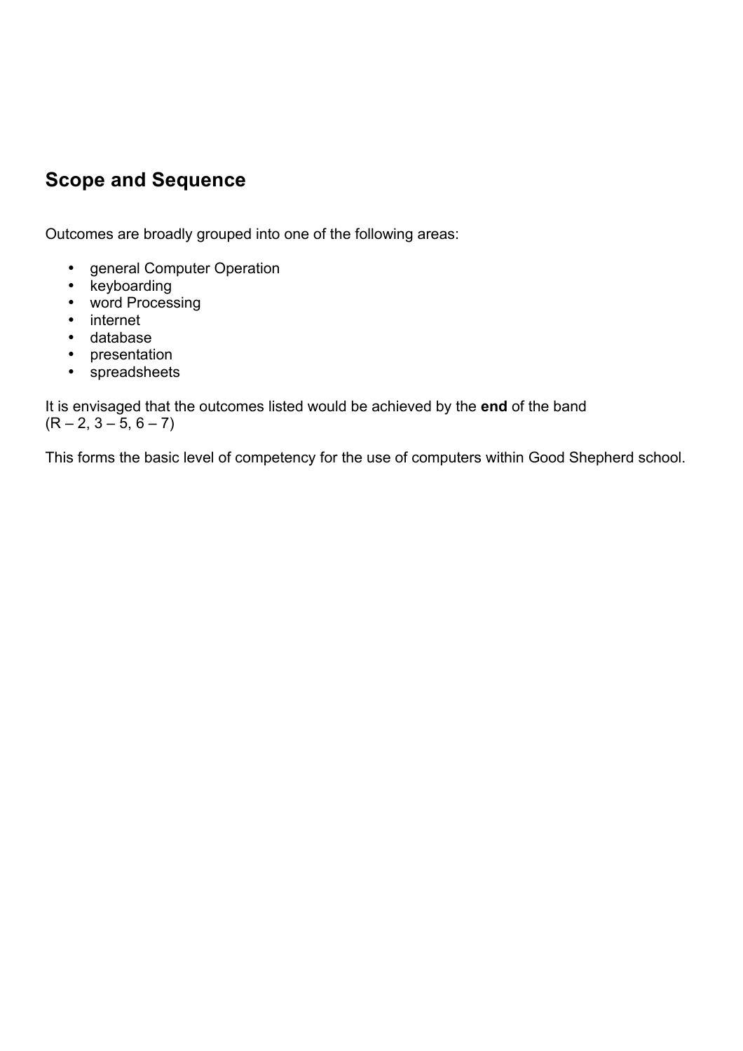## Scope and Sequence

Outcomes are broadly grouped into one of the following areas:

- general Computer Operation
- keyboarding
- word Processing
- internet
- database
- presentation
- spreadsheets

It is envisaged that the outcomes listed would be achieved by the **end** of the band (R – 2, 3 – 5, 6 – 7)

This forms the basic level of competency for the use of computers within Good Shepherd school.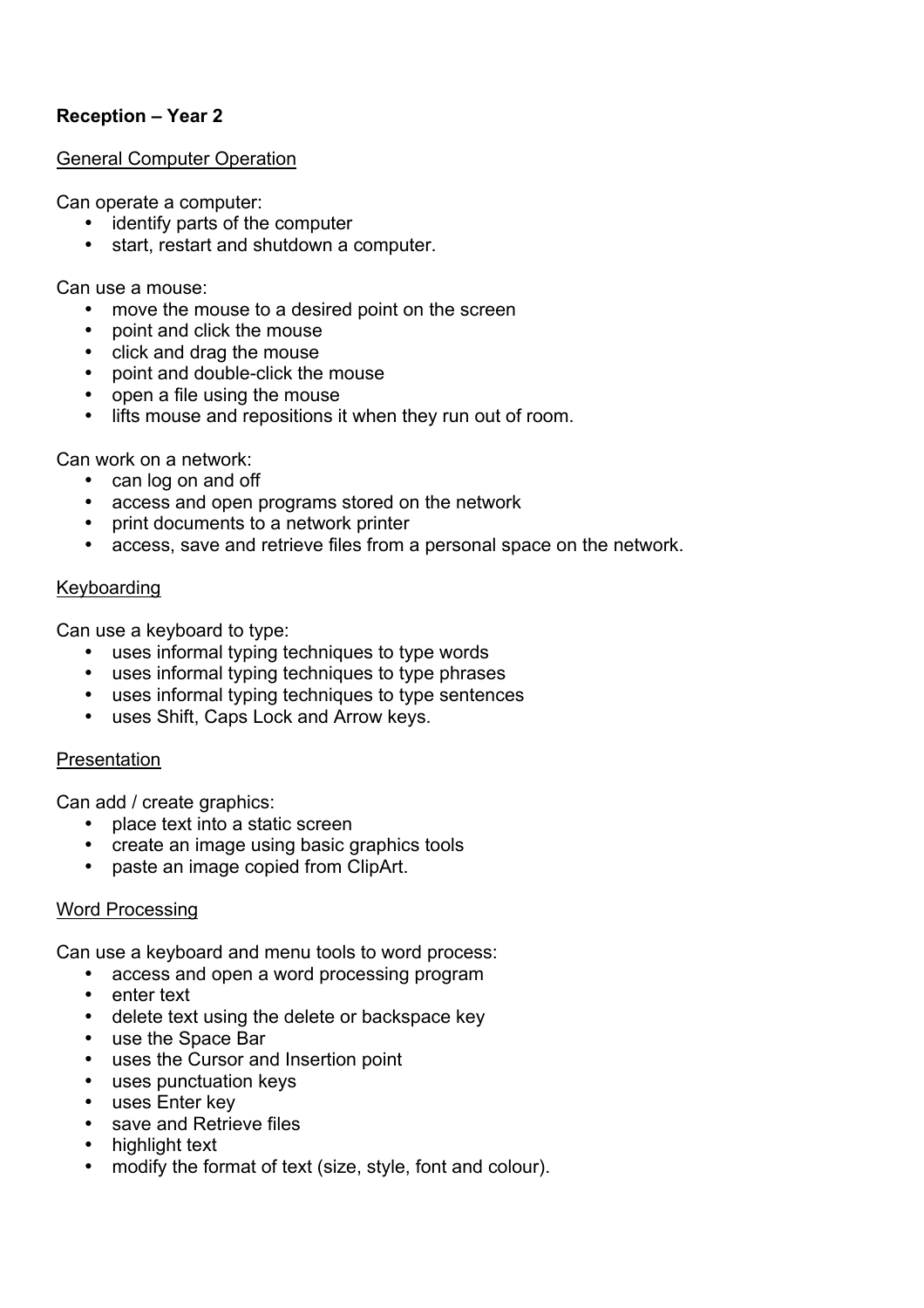**Reception – Year 2**

General Computer Operation

Can operate a computer:

- identify parts of the computer
- start, restart and shutdown a computer.

Can use a mouse:

- move the mouse to a desired point on the screen
- point and click the mouse
- click and drag the mouse
- point and double-click the mouse
- open a file using the mouse
- lifts mouse and repositions it when they run out of room.

Can work on a network:

- can log on and off
- access and open programs stored on the network
- print documents to a network printer
- access, save and retrieve files from a personal space on the network.

Keyboarding

Can use a keyboard to type:

- uses informal typing techniques to type words
- uses informal typing techniques to type phrases
- uses informal typing techniques to type sentences
- uses Shift, Caps Lock and Arrow keys.

Presentation

Can add / create graphics:

- place text into a static screen
- create an image using basic graphics tools
- paste an image copied from ClipArt.

Word Processing

Can use a keyboard and menu tools to word process:

- access and open a word processing program
- enter text
- delete text using the delete or backspace key
- use the Space Bar
- uses the Cursor and Insertion point
- uses punctuation keys
- uses Enter key
- save and Retrieve files
- highlight text
- modify the format of text (size, style, font and colour).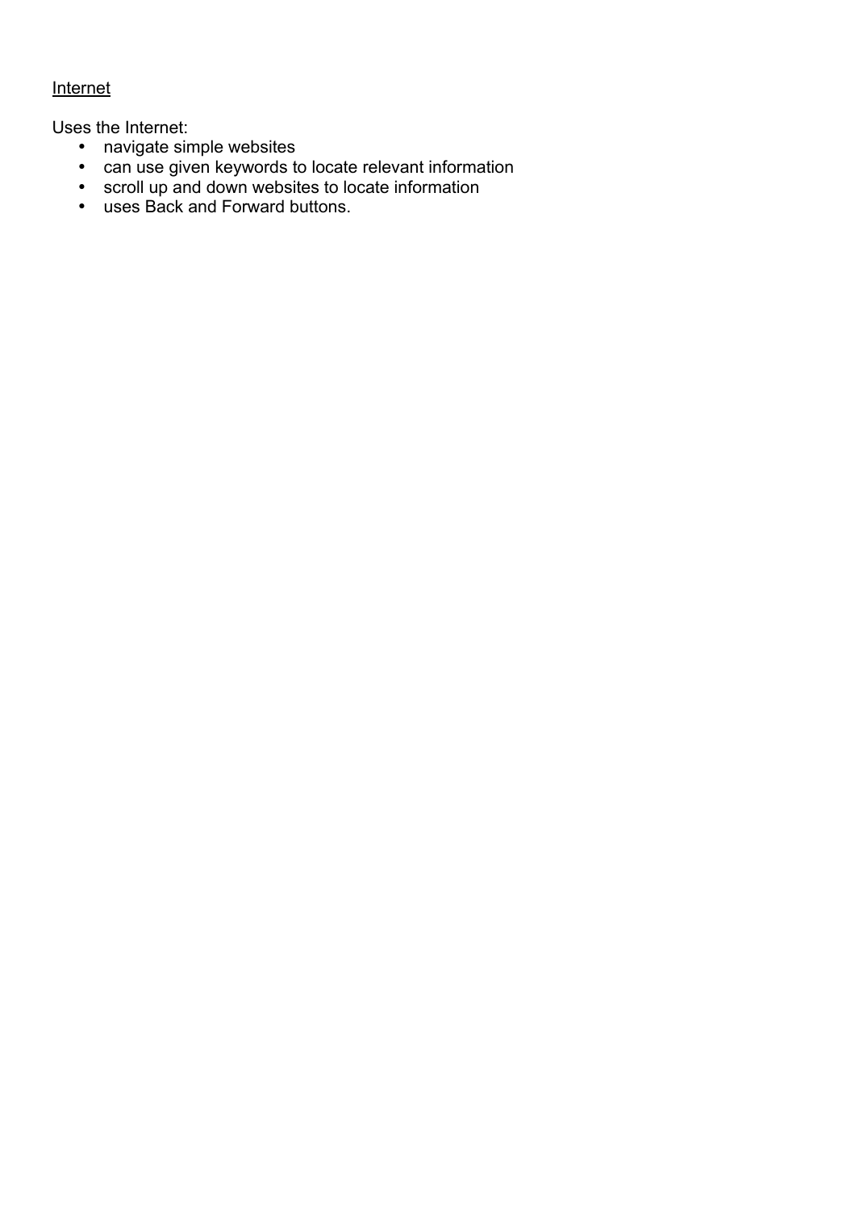<u>Internet</u>

Uses the Internet:

- navigate simple websites
- can use given keywords to locate relevant information
- scroll up and down websites to locate information
- uses Back and Forward buttons.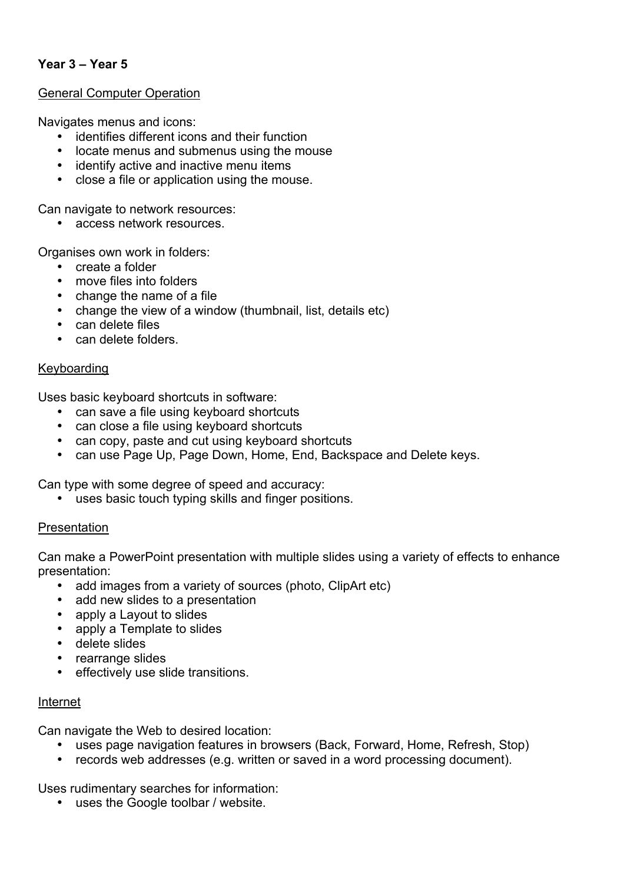**Year 3 – Year 5**

General Computer Operation

Navigates menus and icons:

- identifies different icons and their function
- locate menus and submenus using the mouse
- identify active and inactive menu items
- close a file or application using the mouse.

Can navigate to network resources:

- access network resources.

Organises own work in folders:

- create a folder
- move files into folders
- change the name of a file
- change the view of a window (thumbnail, list, details etc)
- can delete files
- can delete folders.

Keyboarding

Uses basic keyboard shortcuts in software:

- can save a file using keyboard shortcuts
- can close a file using keyboard shortcuts
- can copy, paste and cut using keyboard shortcuts
- can use Page Up, Page Down, Home, End, Backspace and Delete keys.

Can type with some degree of speed and accuracy:

- uses basic touch typing skills and finger positions.

Presentation

Can make a PowerPoint presentation with multiple slides using a variety of effects to enhance presentation:

- add images from a variety of sources (photo, ClipArt etc)
- add new slides to a presentation
- apply a Layout to slides
- apply a Template to slides
- delete slides
- rearrange slides
- effectively use slide transitions.

Internet

Can navigate the Web to desired location:

- uses page navigation features in browsers (Back, Forward, Home, Refresh, Stop)
- records web addresses (e.g. written or saved in a word processing document).

Uses rudimentary searches for information:

- uses the Google toolbar / website.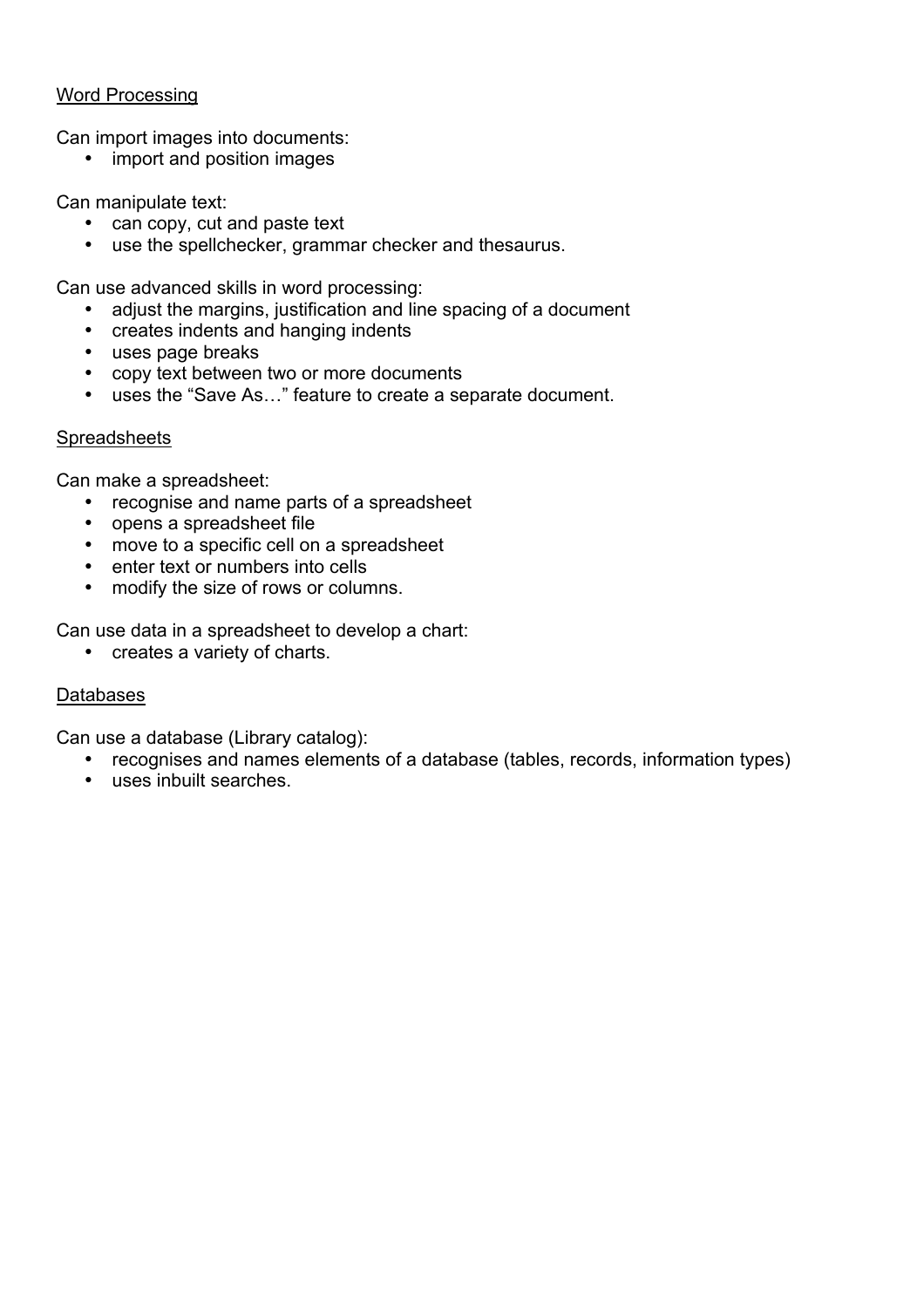<u>Word Processing</u>

Can import images into documents:

- import and position images

Can manipulate text:

- can copy, cut and paste text
- use the spellchecker, grammar checker and thesaurus.

Can use advanced skills in word processing:

- adjust the margins, justification and line spacing of a document
- creates indents and hanging indents
- uses page breaks
- copy text between two or more documents
- uses the "Save As…" feature to create a separate document.

<u>Spreadsheets</u>

Can make a spreadsheet:

- recognise and name parts of a spreadsheet
- opens a spreadsheet file
- move to a specific cell on a spreadsheet
- enter text or numbers into cells
- modify the size of rows or columns.

Can use data in a spreadsheet to develop a chart:

- creates a variety of charts.

<u>Databases</u>

Can use a database (Library catalog):

- recognises and names elements of a database (tables, records, information types)
- uses inbuilt searches.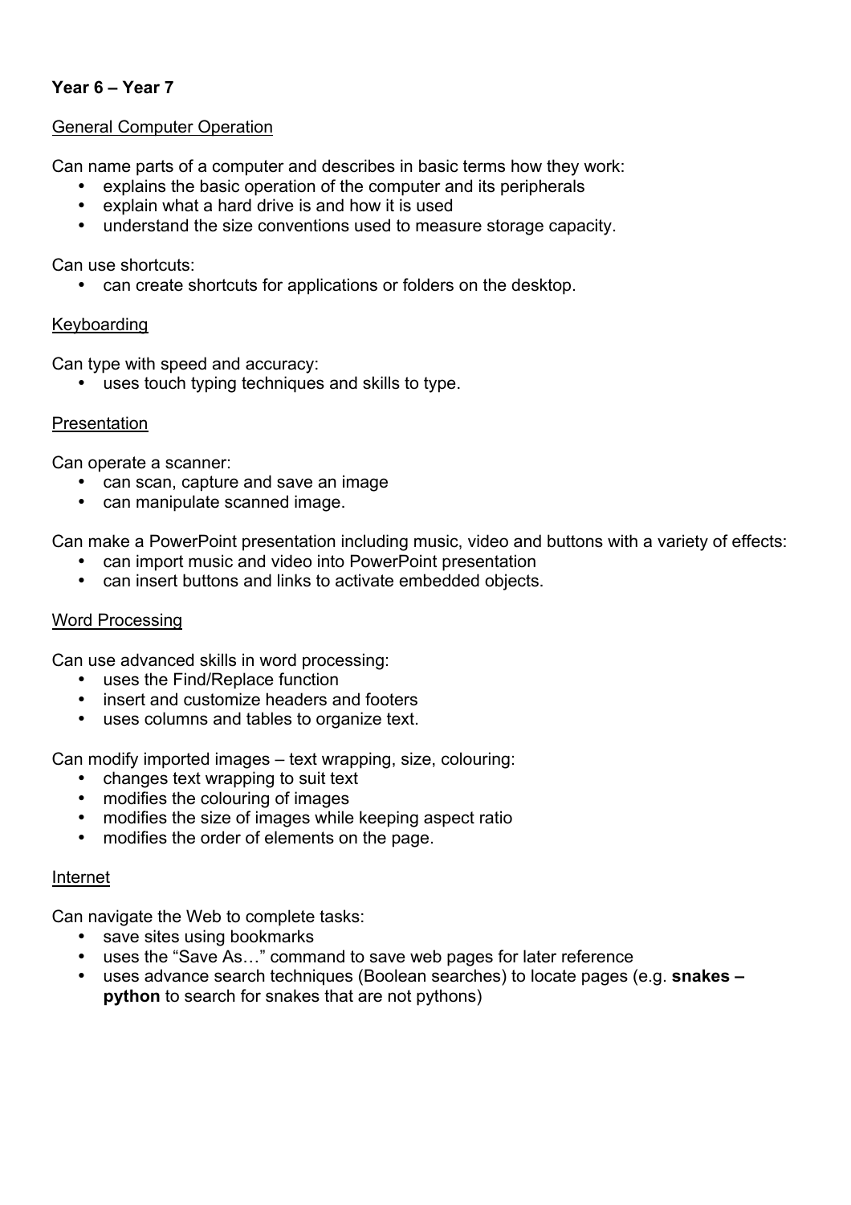**Year 6 – Year 7**

General Computer Operation

Can name parts of a computer and describes in basic terms how they work:

- explains the basic operation of the computer and its peripherals
- explain what a hard drive is and how it is used
- understand the size conventions used to measure storage capacity.

Can use shortcuts:

- can create shortcuts for applications or folders on the desktop.

Keyboarding

Can type with speed and accuracy:

- uses touch typing techniques and skills to type.

Presentation

Can operate a scanner:

- can scan, capture and save an image
- can manipulate scanned image.

Can make a PowerPoint presentation including music, video and buttons with a variety of effects:

- can import music and video into PowerPoint presentation
- can insert buttons and links to activate embedded objects.

Word Processing

Can use advanced skills in word processing:

- uses the Find/Replace function
- insert and customize headers and footers
- uses columns and tables to organize text.

Can modify imported images – text wrapping, size, colouring:

- changes text wrapping to suit text
- modifies the colouring of images
- modifies the size of images while keeping aspect ratio
- modifies the order of elements on the page.

Internet

Can navigate the Web to complete tasks:

- save sites using bookmarks
- uses the "Save As…" command to save web pages for later reference
- uses advance search techniques (Boolean searches) to locate pages (e.g. **snakes – python** to search for snakes that are not pythons)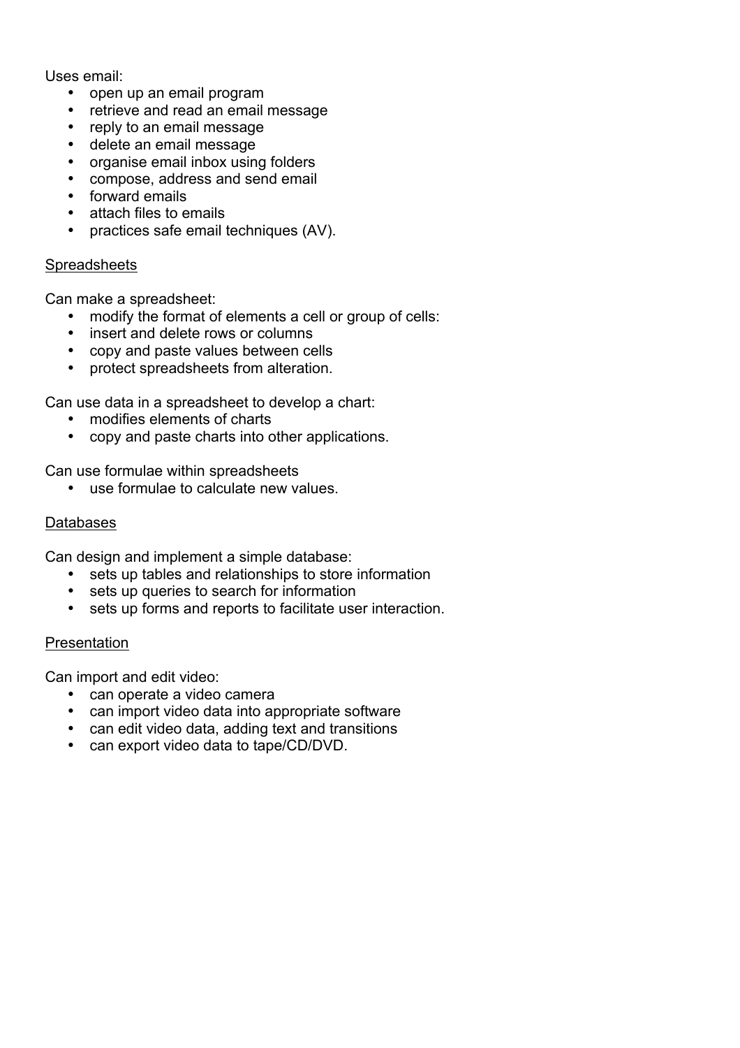Uses email:

- open up an email program
- retrieve and read an email message
- reply to an email message
- delete an email message
- organise email inbox using folders
- compose, address and send email
- forward emails
- attach files to emails
- practices safe email techniques (AV).

<u>Spreadsheets</u>

Can make a spreadsheet:

- modify the format of elements a cell or group of cells:
- insert and delete rows or columns
- copy and paste values between cells
- protect spreadsheets from alteration.

Can use data in a spreadsheet to develop a chart:

- modifies elements of charts
- copy and paste charts into other applications.

Can use formulae within spreadsheets

- use formulae to calculate new values.

<u>Databases</u>

Can design and implement a simple database:

- sets up tables and relationships to store information
- sets up queries to search for information
- sets up forms and reports to facilitate user interaction.

<u>Presentation</u>

Can import and edit video:

- can operate a video camera
- can import video data into appropriate software
- can edit video data, adding text and transitions
- can export video data to tape/CD/DVD.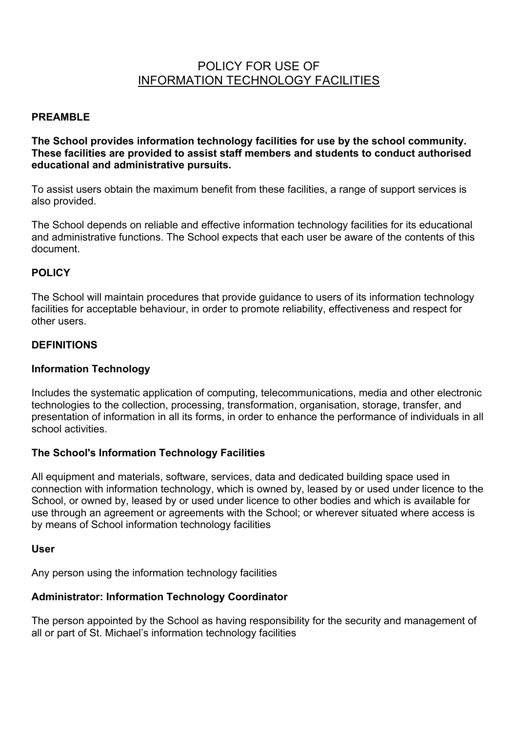# POLICY FOR USE OF INFORMATION TECHNOLOGY FACILITIES

## PREAMBLE

**The School provides information technology facilities for use by the school community. These facilities are provided to assist staff members and students to conduct authorised educational and administrative pursuits.**

To assist users obtain the maximum benefit from these facilities, a range of support services is also provided.

The School depends on reliable and effective information technology facilities for its educational and administrative functions. The School expects that each user be aware of the contents of this document.

## POLICY

The School will maintain procedures that provide guidance to users of its information technology facilities for acceptable behaviour, in order to promote reliability, effectiveness and respect for other users.

## DEFINITIONS

### Information Technology

Includes the systematic application of computing, telecommunications, media and other electronic technologies to the collection, processing, transformation, organisation, storage, transfer, and presentation of information in all its forms, in order to enhance the performance of individuals in all school activities.

### The School's Information Technology Facilities

All equipment and materials, software, services, data and dedicated building space used in connection with information technology, which is owned by, leased by or used under licence to the School, or owned by, leased by or used under licence to other bodies and which is available for use through an agreement or agreements with the School; or wherever situated where access is by means of School information technology facilities

### User

Any person using the information technology facilities

### Administrator: Information Technology Coordinator

The person appointed by the School as having responsibility for the security and management of all or part of St. Michael's information technology facilities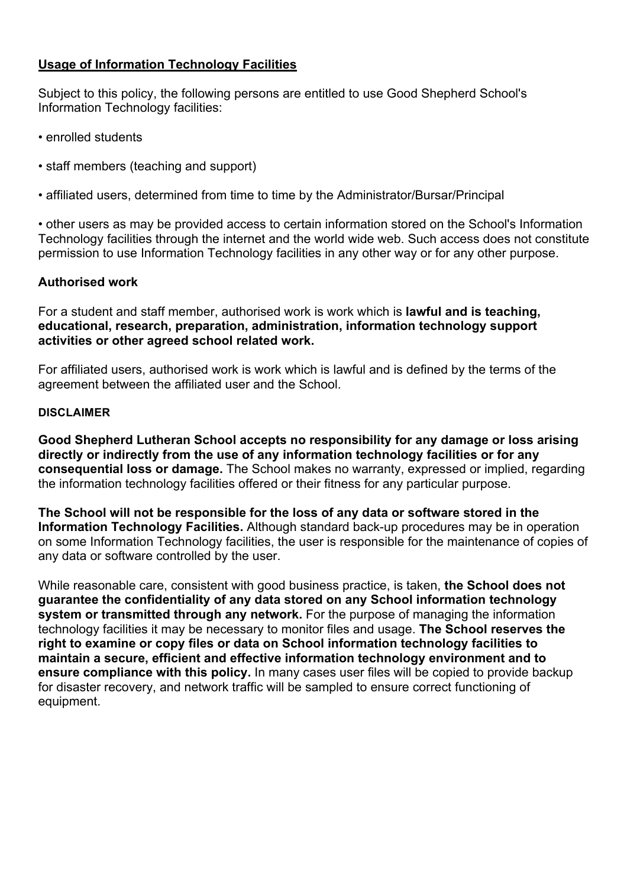## Usage of Information Technology Facilities

Subject to this policy, the following persons are entitled to use Good Shepherd School's Information Technology facilities:

- enrolled students
- staff members (teaching and support)
- affiliated users, determined from time to time by the Administrator/Bursar/Principal
- other users as may be provided access to certain information stored on the School's Information Technology facilities through the internet and the world wide web. Such access does not constitute permission to use Information Technology facilities in any other way or for any other purpose.

### Authorised work

For a student and staff member, authorised work is work which is **lawful and is teaching, educational, research, preparation, administration, information technology support activities or other agreed school related work.**

For affiliated users, authorised work is work which is lawful and is defined by the terms of the agreement between the affiliated user and the School.

#### DISCLAIMER

**Good Shepherd Lutheran School accepts no responsibility for any damage or loss arising directly or indirectly from the use of any information technology facilities or for any consequential loss or damage.** The School makes no warranty, expressed or implied, regarding the information technology facilities offered or their fitness for any particular purpose.

**The School will not be responsible for the loss of any data or software stored in the Information Technology Facilities.** Although standard back-up procedures may be in operation on some Information Technology facilities, the user is responsible for the maintenance of copies of any data or software controlled by the user.

While reasonable care, consistent with good business practice, is taken, **the School does not guarantee the confidentiality of any data stored on any School information technology system or transmitted through any network.** For the purpose of managing the information technology facilities it may be necessary to monitor files and usage. **The School reserves the right to examine or copy files or data on School information technology facilities to maintain a secure, efficient and effective information technology environment and to ensure compliance with this policy.** In many cases user files will be copied to provide backup for disaster recovery, and network traffic will be sampled to ensure correct functioning of equipment.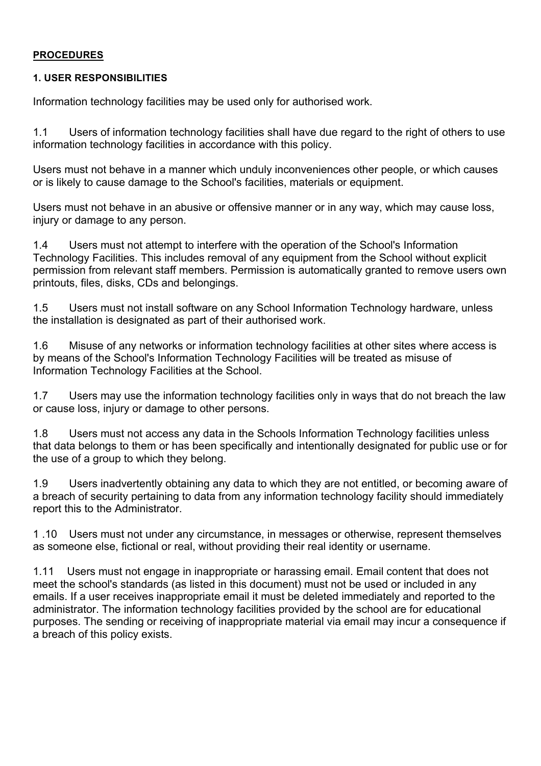**PROCEDURES**

**1. USER RESPONSIBILITIES**

Information technology facilities may be used only for authorised work.

1.1 Users of information technology facilities shall have due regard to the right of others to use information technology facilities in accordance with this policy.

Users must not behave in a manner which unduly inconveniences other people, or which causes or is likely to cause damage to the School's facilities, materials or equipment.

Users must not behave in an abusive or offensive manner or in any way, which may cause loss, injury or damage to any person.

1.4 Users must not attempt to interfere with the operation of the School's Information Technology Facilities. This includes removal of any equipment from the School without explicit permission from relevant staff members. Permission is automatically granted to remove users own printouts, files, disks, CDs and belongings.

1.5 Users must not install software on any School Information Technology hardware, unless the installation is designated as part of their authorised work.

1.6 Misuse of any networks or information technology facilities at other sites where access is by means of the School's Information Technology Facilities will be treated as misuse of Information Technology Facilities at the School.

1.7 Users may use the information technology facilities only in ways that do not breach the law or cause loss, injury or damage to other persons.

1.8 Users must not access any data in the Schools Information Technology facilities unless that data belongs to them or has been specifically and intentionally designated for public use or for the use of a group to which they belong.

1.9 Users inadvertently obtaining any data to which they are not entitled, or becoming aware of a breach of security pertaining to data from any information technology facility should immediately report this to the Administrator.

1 .10 Users must not under any circumstance, in messages or otherwise, represent themselves as someone else, fictional or real, without providing their real identity or username.

1.11 Users must not engage in inappropriate or harassing email. Email content that does not meet the school's standards (as listed in this document) must not be used or included in any emails. If a user receives inappropriate email it must be deleted immediately and reported to the administrator. The information technology facilities provided by the school are for educational purposes. The sending or receiving of inappropriate material via email may incur a consequence if a breach of this policy exists.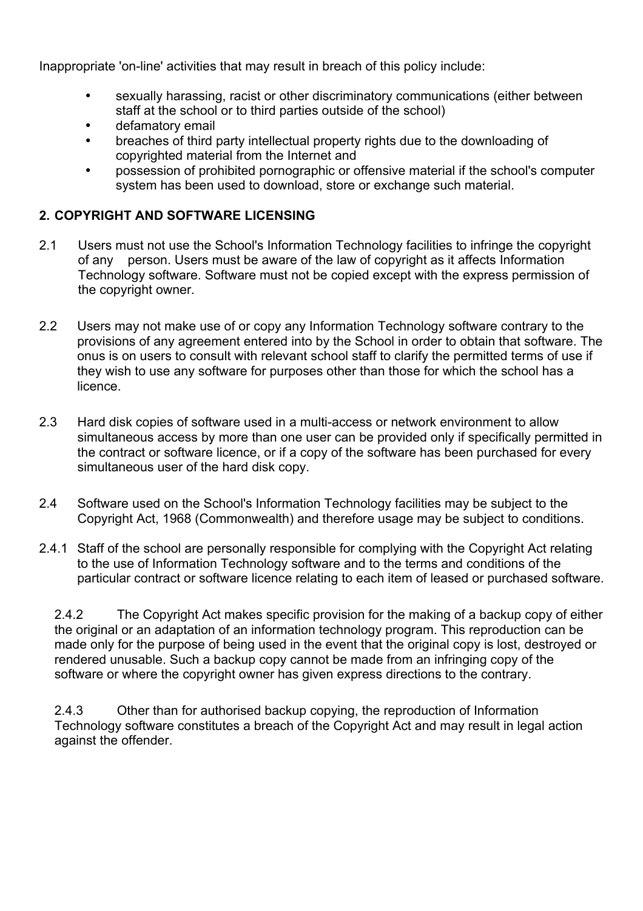Inappropriate 'on-line' activities that may result in breach of this policy include:

- sexually harassing, racist or other discriminatory communications (either between staff at the school or to third parties outside of the school)
- defamatory email
- breaches of third party intellectual property rights due to the downloading of copyrighted material from the Internet and
- possession of prohibited pornographic or offensive material if the school's computer system has been used to download, store or exchange such material.

## 2. COPYRIGHT AND SOFTWARE LICENSING

2.1 Users must not use the School's Information Technology facilities to infringe the copyright of any person. Users must be aware of the law of copyright as it affects Information Technology software. Software must not be copied except with the express permission of the copyright owner.

2.2 Users may not make use of or copy any Information Technology software contrary to the provisions of any agreement entered into by the School in order to obtain that software. The onus is on users to consult with relevant school staff to clarify the permitted terms of use if they wish to use any software for purposes other than those for which the school has a licence.

2.3 Hard disk copies of software used in a multi-access or network environment to allow simultaneous access by more than one user can be provided only if specifically permitted in the contract or software licence, or if a copy of the software has been purchased for every simultaneous user of the hard disk copy.

2.4 Software used on the School's Information Technology facilities may be subject to the Copyright Act, 1968 (Commonwealth) and therefore usage may be subject to conditions.

2.4.1 Staff of the school are personally responsible for complying with the Copyright Act relating to the use of Information Technology software and to the terms and conditions of the particular contract or software licence relating to each item of leased or purchased software.

2.4.2 The Copyright Act makes specific provision for the making of a backup copy of either the original or an adaptation of an information technology program. This reproduction can be made only for the purpose of being used in the event that the original copy is lost, destroyed or rendered unusable. Such a backup copy cannot be made from an infringing copy of the software or where the copyright owner has given express directions to the contrary.

2.4.3 Other than for authorised backup copying, the reproduction of Information Technology software constitutes a breach of the Copyright Act and may result in legal action against the offender.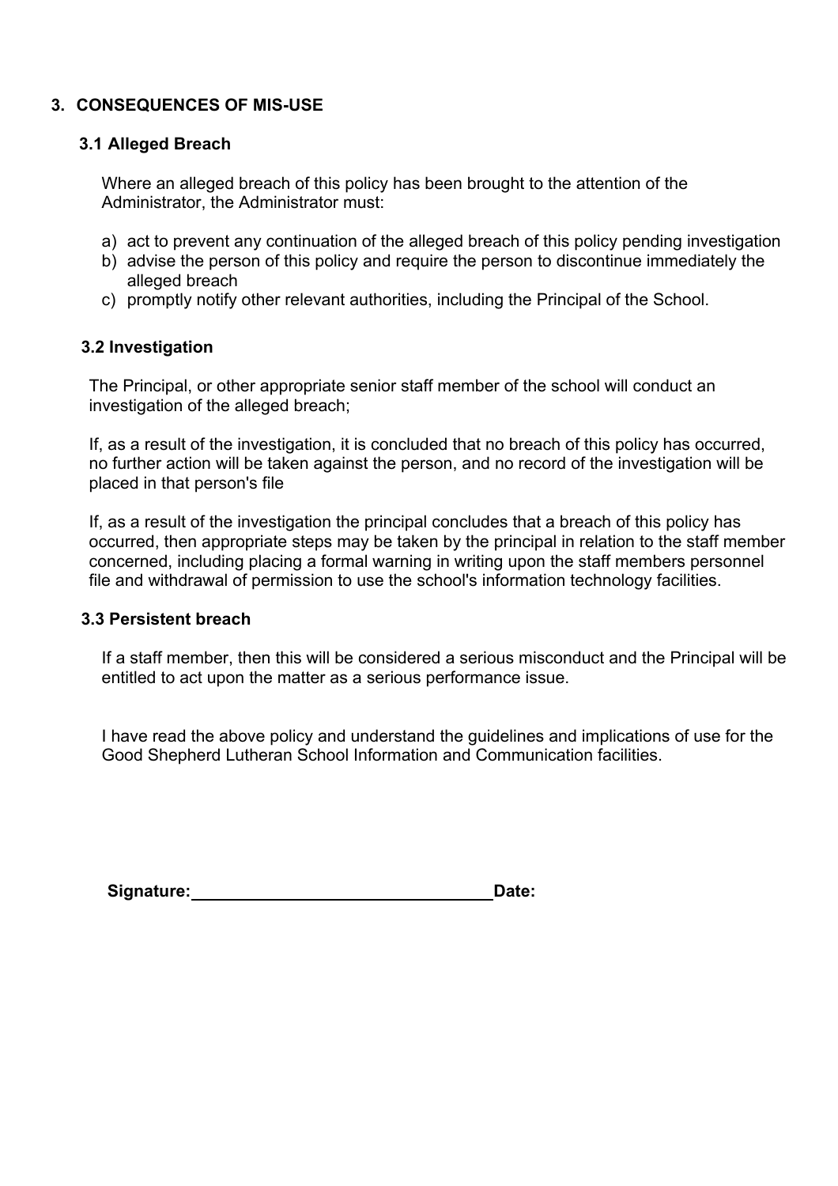## 3. CONSEQUENCES OF MIS-USE

### 3.1 Alleged Breach

Where an alleged breach of this policy has been brought to the attention of the Administrator, the Administrator must:

a) act to prevent any continuation of the alleged breach of this policy pending investigation
b) advise the person of this policy and require the person to discontinue immediately the alleged breach
c) promptly notify other relevant authorities, including the Principal of the School.

### 3.2 Investigation

The Principal, or other appropriate senior staff member of the school will conduct an investigation of the alleged breach;

If, as a result of the investigation, it is concluded that no breach of this policy has occurred, no further action will be taken against the person, and no record of the investigation will be placed in that person's file

If, as a result of the investigation the principal concludes that a breach of this policy has occurred, then appropriate steps may be taken by the principal in relation to the staff member concerned, including placing a formal warning in writing upon the staff members personnel file and withdrawal of permission to use the school's information technology facilities.

### 3.3 Persistent breach

If a staff member, then this will be considered a serious misconduct and the Principal will be entitled to act upon the matter as a serious performance issue.

I have read the above policy and understand the guidelines and implications of use for the Good Shepherd Lutheran School Information and Communication facilities.

**Signature:**\_\_\_\_\_\_\_\_\_\_\_\_\_\_\_\_\_\_\_\_\_\_\_\_\_\_\_\_\_\_\_\_ **Date:**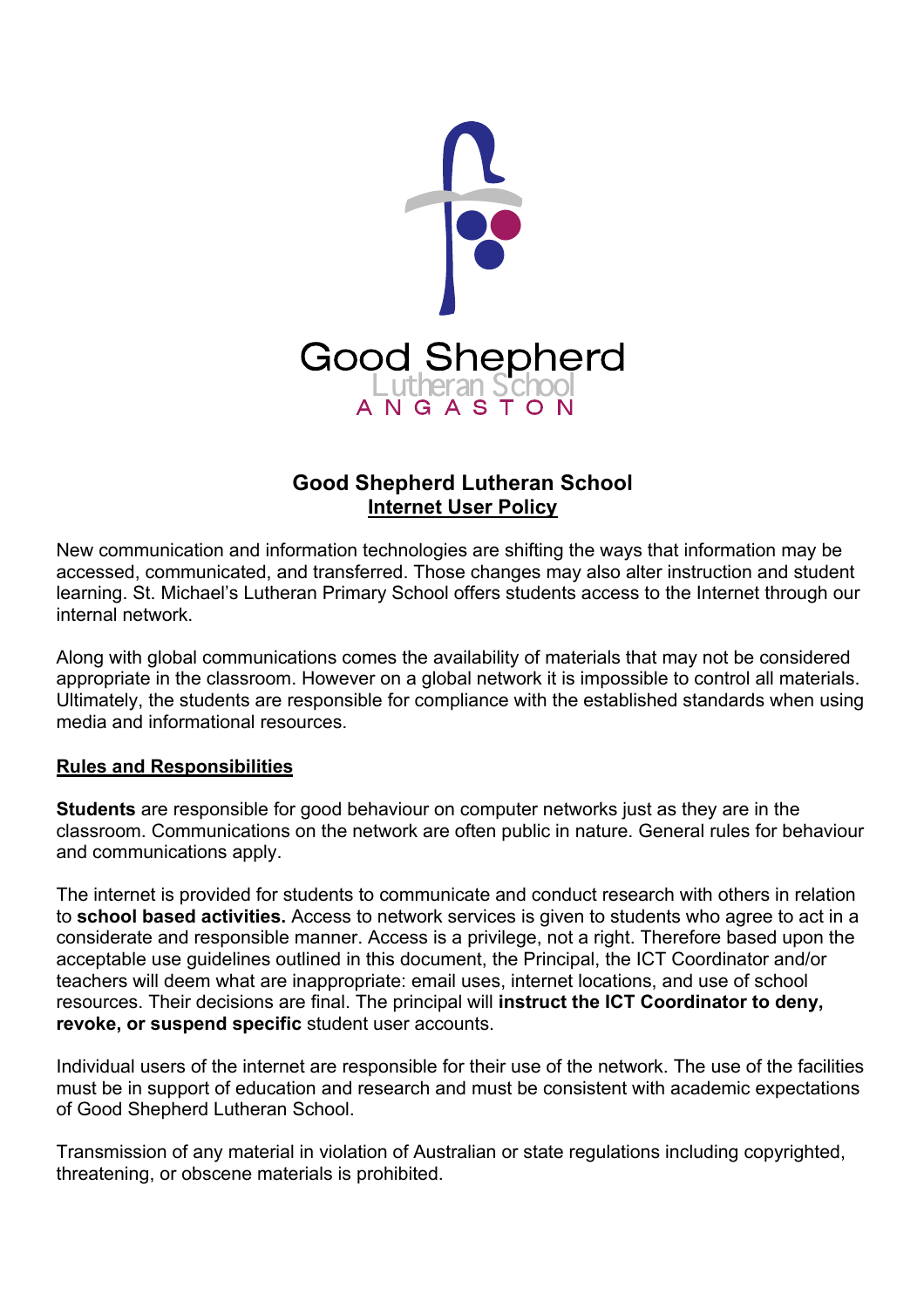Good Shepherd
Lutheran School
ANGASTON

## Good Shepherd Lutheran School
## Internet User Policy

New communication and information technologies are shifting the ways that information may be accessed, communicated, and transferred. Those changes may also alter instruction and student learning. St. Michael's Lutheran Primary School offers students access to the Internet through our internal network.

Along with global communications comes the availability of materials that may not be considered appropriate in the classroom. However on a global network it is impossible to control all materials. Ultimately, the students are responsible for compliance with the established standards when using media and informational resources.

### Rules and Responsibilities

**Students** are responsible for good behaviour on computer networks just as they are in the classroom. Communications on the network are often public in nature. General rules for behaviour and communications apply.

The internet is provided for students to communicate and conduct research with others in relation to **school based activities.** Access to network services is given to students who agree to act in a considerate and responsible manner. Access is a privilege, not a right. Therefore based upon the acceptable use guidelines outlined in this document, the Principal, the ICT Coordinator and/or teachers will deem what are inappropriate: email uses, internet locations, and use of school resources. Their decisions are final. The principal will **instruct the ICT Coordinator to deny, revoke, or suspend specific** student user accounts.

Individual users of the internet are responsible for their use of the network. The use of the facilities must be in support of education and research and must be consistent with academic expectations of Good Shepherd Lutheran School.

Transmission of any material in violation of Australian or state regulations including copyrighted, threatening, or obscene materials is prohibited.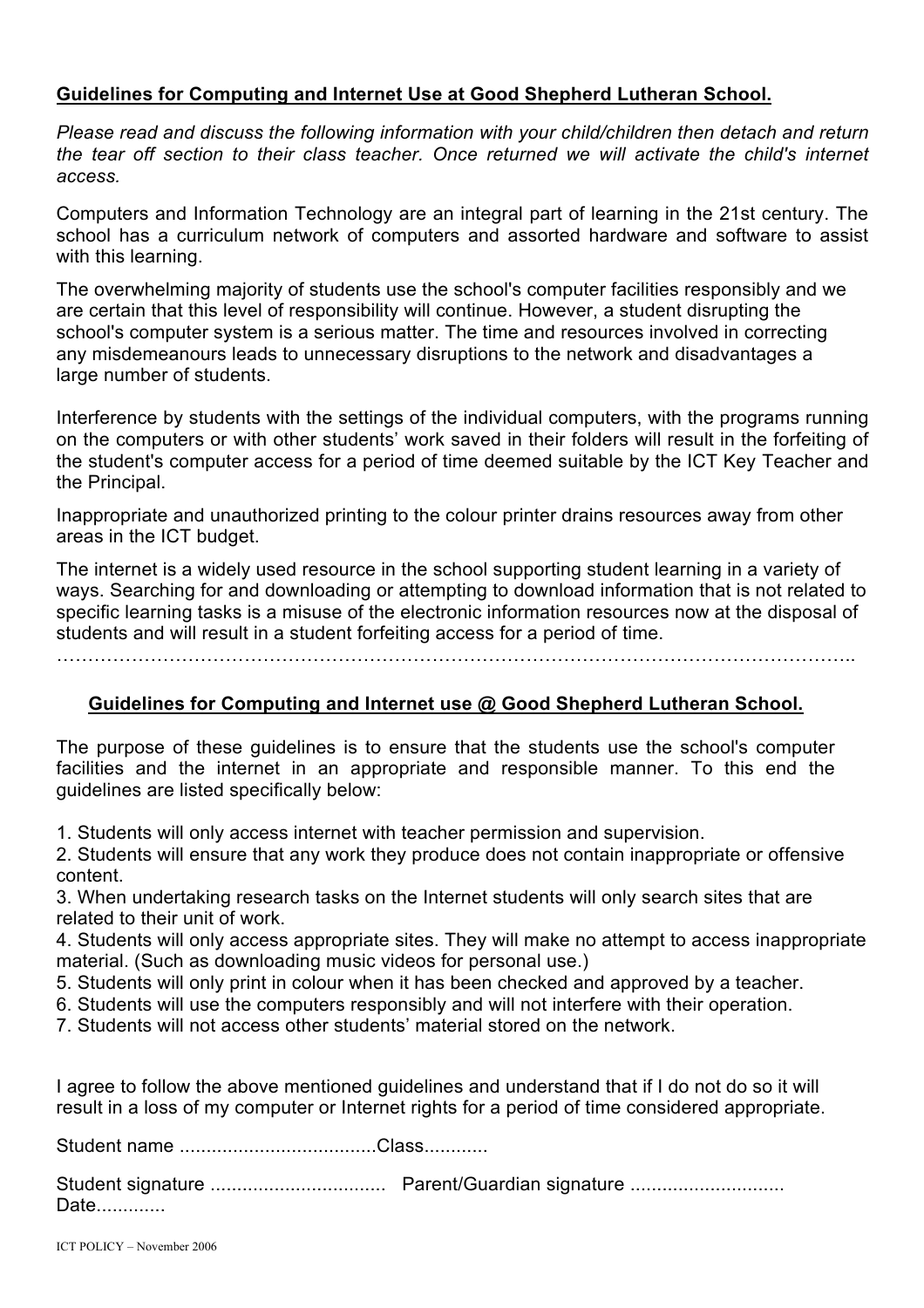**Guidelines for Computing and Internet Use at Good Shepherd Lutheran School.**

*Please read and discuss the following information with your child/children then detach and return the tear off section to their class teacher. Once returned we will activate the child's internet access.*

Computers and Information Technology are an integral part of learning in the 21st century. The school has a curriculum network of computers and assorted hardware and software to assist with this learning.

The overwhelming majority of students use the school's computer facilities responsibly and we are certain that this level of responsibility will continue. However, a student disrupting the school's computer system is a serious matter. The time and resources involved in correcting any misdemeanours leads to unnecessary disruptions to the network and disadvantages a large number of students.

Interference by students with the settings of the individual computers, with the programs running on the computers or with other students' work saved in their folders will result in the forfeiting of the student's computer access for a period of time deemed suitable by the ICT Key Teacher and the Principal.

Inappropriate and unauthorized printing to the colour printer drains resources away from other areas in the ICT budget.

The internet is a widely used resource in the school supporting student learning in a variety of ways. Searching for and downloading or attempting to download information that is not related to specific learning tasks is a misuse of the electronic information resources now at the disposal of students and will result in a student forfeiting access for a period of time.

………………………………………………………………………………………………………………..

**Guidelines for Computing and Internet use @ Good Shepherd Lutheran School.**

The purpose of these guidelines is to ensure that the students use the school's computer facilities and the internet in an appropriate and responsible manner. To this end the guidelines are listed specifically below:

1. Students will only access internet with teacher permission and supervision.
2. Students will ensure that any work they produce does not contain inappropriate or offensive content.
3. When undertaking research tasks on the Internet students will only search sites that are related to their unit of work.
4. Students will only access appropriate sites. They will make no attempt to access inappropriate material. (Such as downloading music videos for personal use.)
5. Students will only print in colour when it has been checked and approved by a teacher.
6. Students will use the computers responsibly and will not interfere with their operation.
7. Students will not access other students' material stored on the network.

I agree to follow the above mentioned guidelines and understand that if I do not do so it will result in a loss of my computer or Internet rights for a period of time considered appropriate.

Student name .....................................Class............

Student signature ................................. Parent/Guardian signature .............................
Date.............

ICT POLICY – November 2006